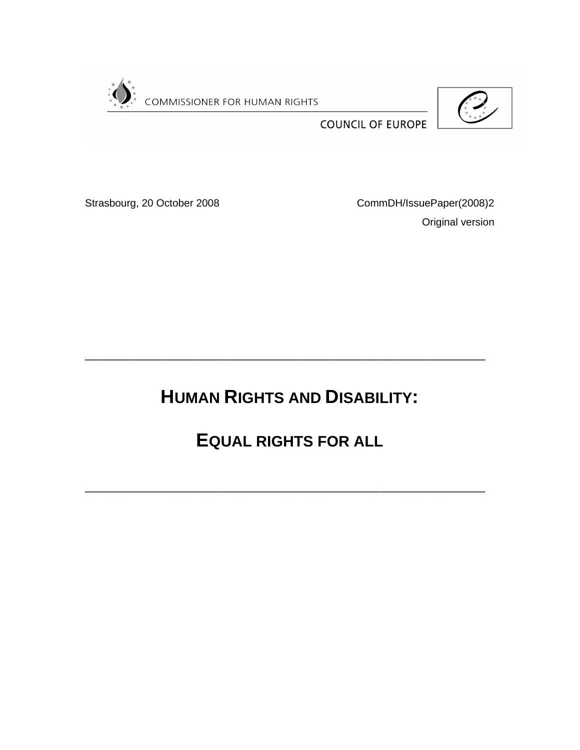COMMISSIONER FOR HUMAN RIGHTS

COUNCIL OF EUROPE

Strasbourg, 20 October 2008

CommDH/IssuePaper(2008)2

Original version

# HUMAN RIGHTS AND DISABILITY:

# EQUAL RIGHTS FOR ALL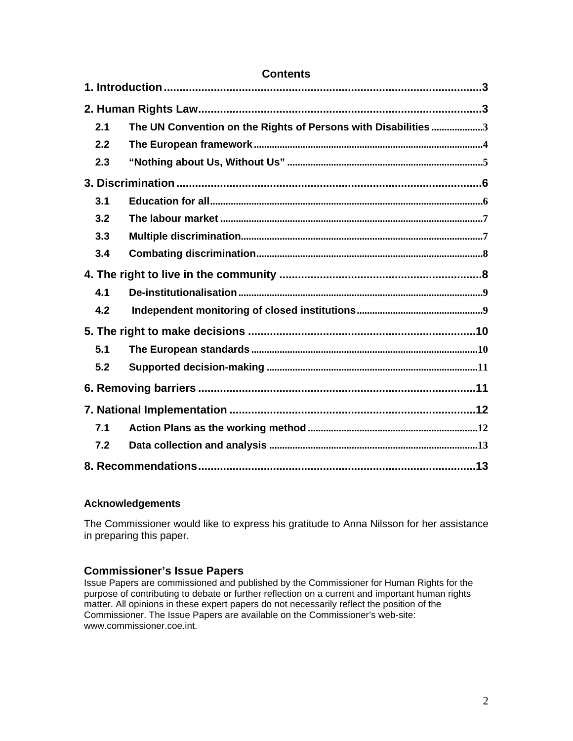## Contents

**1. Introduction** .......................................................................................................3

**2. Human Rights Law**...........................................................................................3

- **2.1 The UN Convention on the Rights of Persons with Disabilities** ....................3
- **2.2 The European framework** .........................................................................................4
- **2.3 "Nothing about Us, Without Us"** ............................................................................5

**3. Discrimination** ..................................................................................................6

- **3.1 Education for all**.........................................................................................................6
- **3.2 The labour market** .....................................................................................................7
- **3.3 Multiple discrimination**.............................................................................................7
- **3.4 Combating discrimination**........................................................................................8

**4. The right to live in the community** ................................................................8

- **4.1 De-institutionalisation** ...............................................................................................9
- **4.2 Independent monitoring of closed institutions**.................................................9

**5. The right to make decisions** ........................................................................10

- **5.1 The European standards** ........................................................................................10
- **5.2 Supported decision-making** .................................................................................11

**6. Removing barriers** ........................................................................................11

**7. National Implementation** ..............................................................................12

- **7.1 Action Plans as the working method** .................................................................12
- **7.2 Data collection and analysis** ................................................................................13

**8. Recommendations**........................................................................................13

#### Acknowledgements

The Commissioner would like to express his gratitude to Anna Nilsson for her assistance in preparing this paper.

### Commissioner's Issue Papers

Issue Papers are commissioned and published by the Commissioner for Human Rights for the purpose of contributing to debate or further reflection on a current and important human rights matter. All opinions in these expert papers do not necessarily reflect the position of the Commissioner. The Issue Papers are available on the Commissioner's web-site: www.commissioner.coe.int.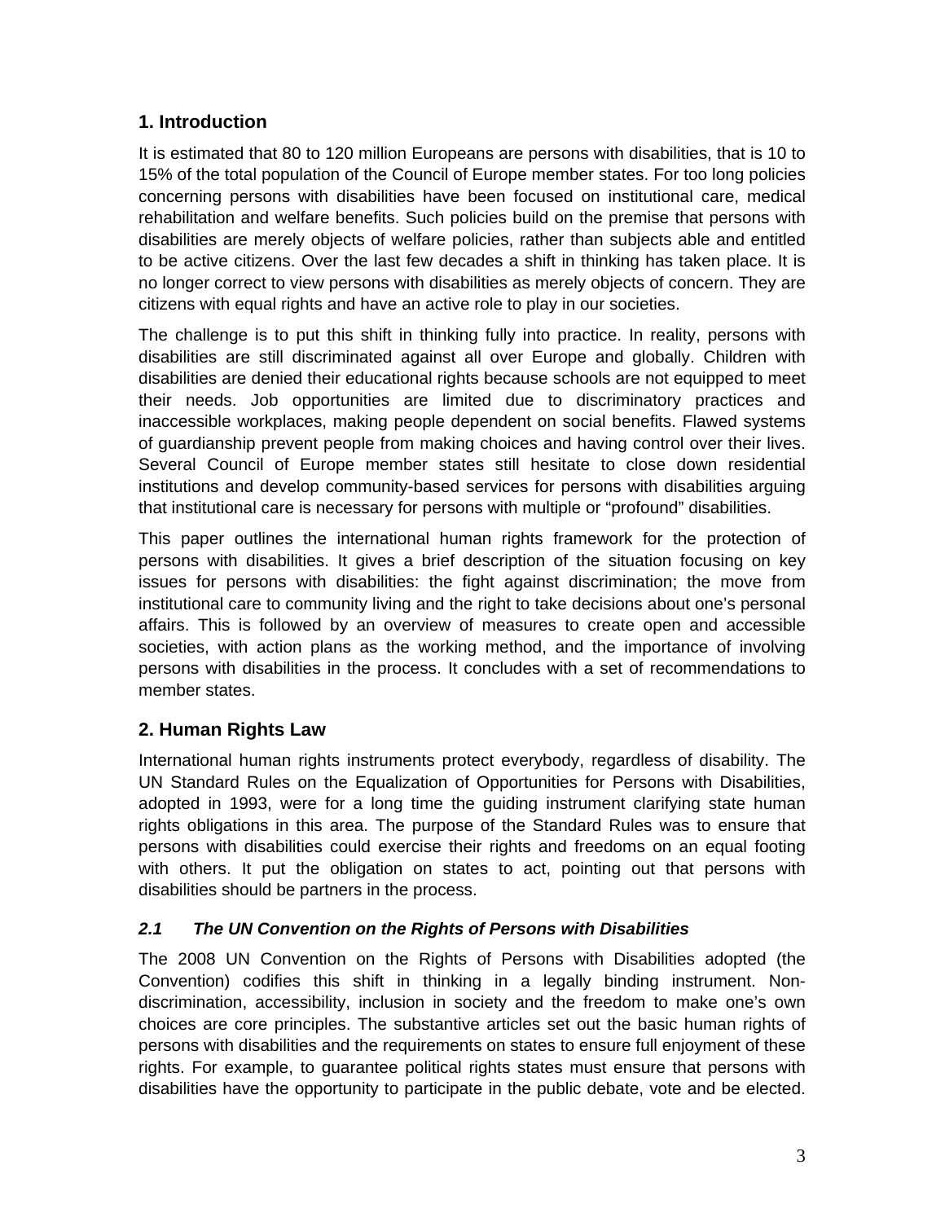## 1. Introduction

It is estimated that 80 to 120 million Europeans are persons with disabilities, that is 10 to 15% of the total population of the Council of Europe member states. For too long policies concerning persons with disabilities have been focused on institutional care, medical rehabilitation and welfare benefits. Such policies build on the premise that persons with disabilities are merely objects of welfare policies, rather than subjects able and entitled to be active citizens. Over the last few decades a shift in thinking has taken place. It is no longer correct to view persons with disabilities as merely objects of concern. They are citizens with equal rights and have an active role to play in our societies.

The challenge is to put this shift in thinking fully into practice. In reality, persons with disabilities are still discriminated against all over Europe and globally. Children with disabilities are denied their educational rights because schools are not equipped to meet their needs. Job opportunities are limited due to discriminatory practices and inaccessible workplaces, making people dependent on social benefits. Flawed systems of guardianship prevent people from making choices and having control over their lives. Several Council of Europe member states still hesitate to close down residential institutions and develop community-based services for persons with disabilities arguing that institutional care is necessary for persons with multiple or "profound" disabilities.

This paper outlines the international human rights framework for the protection of persons with disabilities. It gives a brief description of the situation focusing on key issues for persons with disabilities: the fight against discrimination; the move from institutional care to community living and the right to take decisions about one's personal affairs. This is followed by an overview of measures to create open and accessible societies, with action plans as the working method, and the importance of involving persons with disabilities in the process. It concludes with a set of recommendations to member states.

## 2. Human Rights Law

International human rights instruments protect everybody, regardless of disability. The UN Standard Rules on the Equalization of Opportunities for Persons with Disabilities, adopted in 1993, were for a long time the guiding instrument clarifying state human rights obligations in this area. The purpose of the Standard Rules was to ensure that persons with disabilities could exercise their rights and freedoms on an equal footing with others. It put the obligation on states to act, pointing out that persons with disabilities should be partners in the process.

### *2.1 The UN Convention on the Rights of Persons with Disabilities*

The 2008 UN Convention on the Rights of Persons with Disabilities adopted (the Convention) codifies this shift in thinking in a legally binding instrument. Non-discrimination, accessibility, inclusion in society and the freedom to make one's own choices are core principles. The substantive articles set out the basic human rights of persons with disabilities and the requirements on states to ensure full enjoyment of these rights. For example, to guarantee political rights states must ensure that persons with disabilities have the opportunity to participate in the public debate, vote and be elected.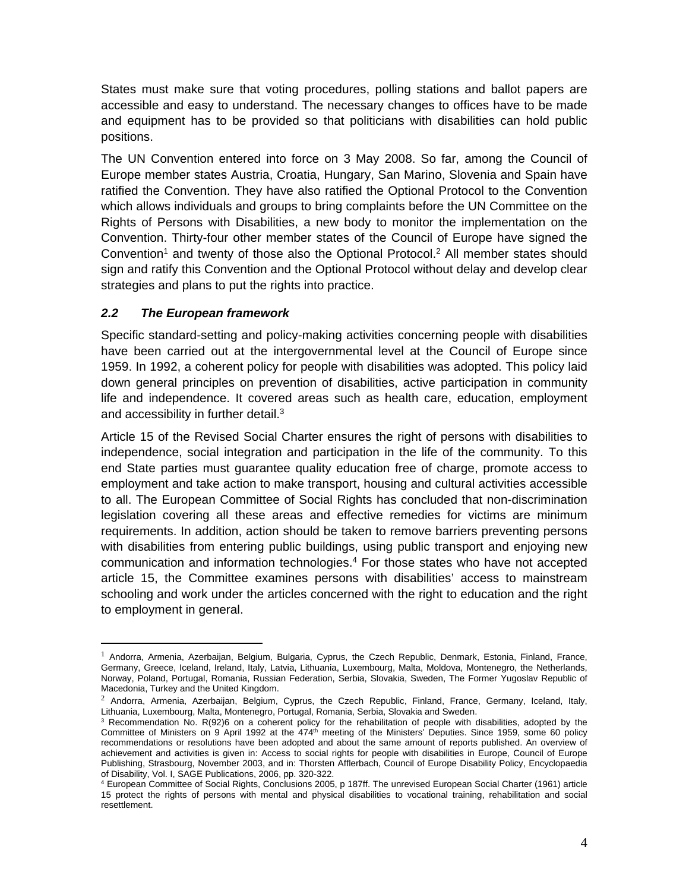States must make sure that voting procedures, polling stations and ballot papers are accessible and easy to understand. The necessary changes to offices have to be made and equipment has to be provided so that politicians with disabilities can hold public positions.

The UN Convention entered into force on 3 May 2008. So far, among the Council of Europe member states Austria, Croatia, Hungary, San Marino, Slovenia and Spain have ratified the Convention. They have also ratified the Optional Protocol to the Convention which allows individuals and groups to bring complaints before the UN Committee on the Rights of Persons with Disabilities, a new body to monitor the implementation on the Convention. Thirty-four other member states of the Council of Europe have signed the Convention[1] and twenty of those also the Optional Protocol.[2] All member states should sign and ratify this Convention and the Optional Protocol without delay and develop clear strategies and plans to put the rights into practice.

### *2.2 The European framework*

Specific standard-setting and policy-making activities concerning people with disabilities have been carried out at the intergovernmental level at the Council of Europe since 1959. In 1992, a coherent policy for people with disabilities was adopted. This policy laid down general principles on prevention of disabilities, active participation in community life and independence. It covered areas such as health care, education, employment and accessibility in further detail.[3]

Article 15 of the Revised Social Charter ensures the right of persons with disabilities to independence, social integration and participation in the life of the community. To this end State parties must guarantee quality education free of charge, promote access to employment and take action to make transport, housing and cultural activities accessible to all. The European Committee of Social Rights has concluded that non-discrimination legislation covering all these areas and effective remedies for victims are minimum requirements. In addition, action should be taken to remove barriers preventing persons with disabilities from entering public buildings, using public transport and enjoying new communication and information technologies.[4] For those states who have not accepted article 15, the Committee examines persons with disabilities' access to mainstream schooling and work under the articles concerned with the right to education and the right to employment in general.

---

[1] Andorra, Armenia, Azerbaijan, Belgium, Bulgaria, Cyprus, the Czech Republic, Denmark, Estonia, Finland, France, Germany, Greece, Iceland, Ireland, Italy, Latvia, Lithuania, Luxembourg, Malta, Moldova, Montenegro, the Netherlands, Norway, Poland, Portugal, Romania, Russian Federation, Serbia, Slovakia, Sweden, The Former Yugoslav Republic of Macedonia, Turkey and the United Kingdom.

[2] Andorra, Armenia, Azerbaijan, Belgium, Cyprus, the Czech Republic, Finland, France, Germany, Iceland, Italy, Lithuania, Luxembourg, Malta, Montenegro, Portugal, Romania, Serbia, Slovakia and Sweden.

[3] Recommendation No. R(92)6 on a coherent policy for the rehabilitation of people with disabilities, adopted by the Committee of Ministers on 9 April 1992 at the 474th meeting of the Ministers' Deputies. Since 1959, some 60 policy recommendations or resolutions have been adopted and about the same amount of reports published. An overview of achievement and activities is given in: Access to social rights for people with disabilities in Europe, Council of Europe Publishing, Strasbourg, November 2003, and in: Thorsten Afflerbach, Council of Europe Disability Policy, Encyclopaedia of Disability, Vol. I, SAGE Publications, 2006, pp. 320-322.

[4] European Committee of Social Rights, Conclusions 2005, p 187ff. The unrevised European Social Charter (1961) article 15 protect the rights of persons with mental and physical disabilities to vocational training, rehabilitation and social resettlement.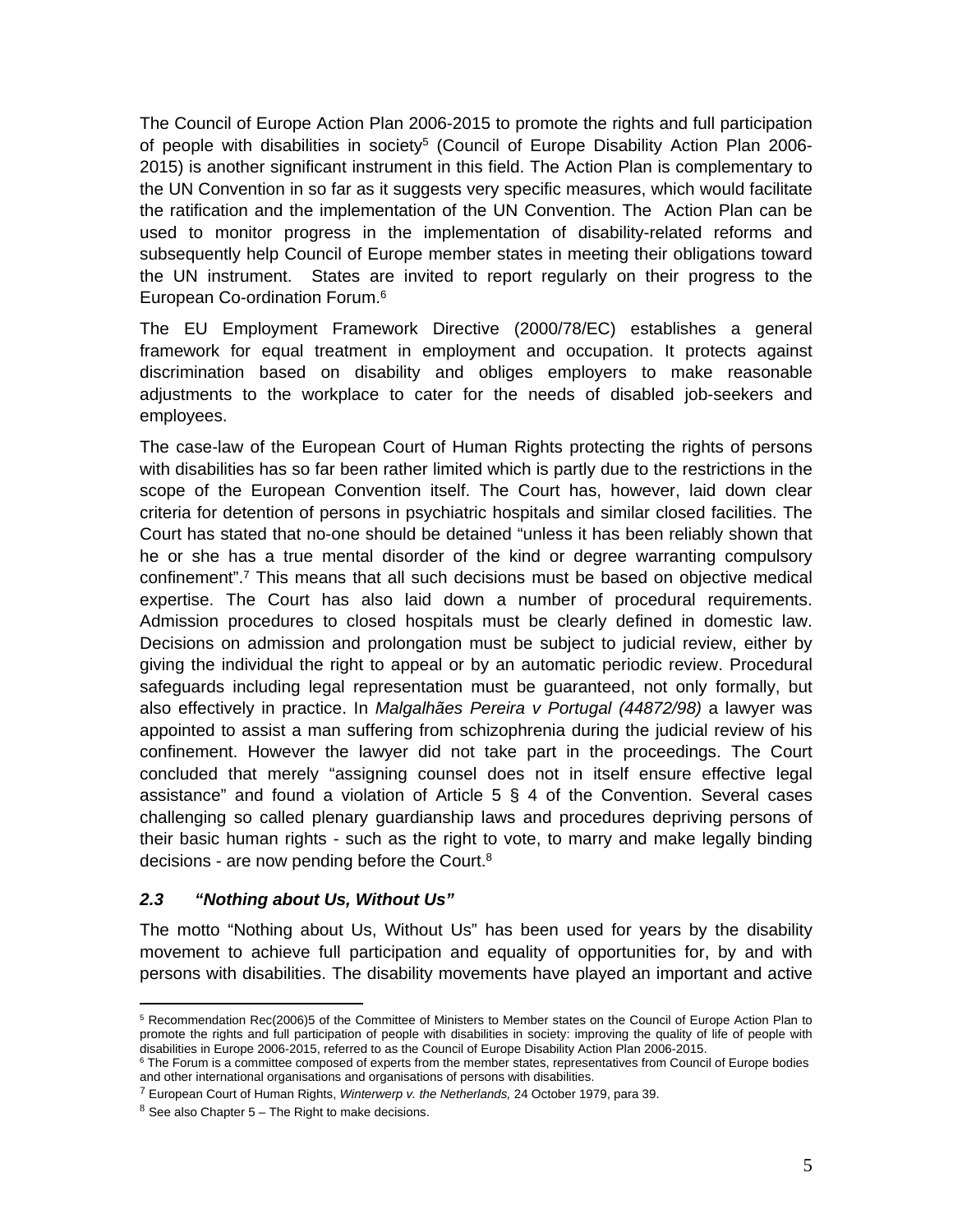The Council of Europe Action Plan 2006-2015 to promote the rights and full participation of people with disabilities in society[5] (Council of Europe Disability Action Plan 2006-2015) is another significant instrument in this field. The Action Plan is complementary to the UN Convention in so far as it suggests very specific measures, which would facilitate the ratification and the implementation of the UN Convention. The Action Plan can be used to monitor progress in the implementation of disability-related reforms and subsequently help Council of Europe member states in meeting their obligations toward the UN instrument. States are invited to report regularly on their progress to the European Co-ordination Forum.[6]

The EU Employment Framework Directive (2000/78/EC) establishes a general framework for equal treatment in employment and occupation. It protects against discrimination based on disability and obliges employers to make reasonable adjustments to the workplace to cater for the needs of disabled job-seekers and employees.

The case-law of the European Court of Human Rights protecting the rights of persons with disabilities has so far been rather limited which is partly due to the restrictions in the scope of the European Convention itself. The Court has, however, laid down clear criteria for detention of persons in psychiatric hospitals and similar closed facilities. The Court has stated that no-one should be detained "unless it has been reliably shown that he or she has a true mental disorder of the kind or degree warranting compulsory confinement".[7] This means that all such decisions must be based on objective medical expertise. The Court has also laid down a number of procedural requirements. Admission procedures to closed hospitals must be clearly defined in domestic law. Decisions on admission and prolongation must be subject to judicial review, either by giving the individual the right to appeal or by an automatic periodic review. Procedural safeguards including legal representation must be guaranteed, not only formally, but also effectively in practice. In *Malgalhães Pereira v Portugal (44872/98)* a lawyer was appointed to assist a man suffering from schizophrenia during the judicial review of his confinement. However the lawyer did not take part in the proceedings. The Court concluded that merely "assigning counsel does not in itself ensure effective legal assistance" and found a violation of Article 5 § 4 of the Convention. Several cases challenging so called plenary guardianship laws and procedures depriving persons of their basic human rights - such as the right to vote, to marry and make legally binding decisions - are now pending before the Court.[8]

### *2.3 "Nothing about Us, Without Us"*

The motto "Nothing about Us, Without Us" has been used for years by the disability movement to achieve full participation and equality of opportunities for, by and with persons with disabilities. The disability movements have played an important and active

---

[5] Recommendation Rec(2006)5 of the Committee of Ministers to Member states on the Council of Europe Action Plan to promote the rights and full participation of people with disabilities in society: improving the quality of life of people with disabilities in Europe 2006-2015, referred to as the Council of Europe Disability Action Plan 2006-2015.

[6] The Forum is a committee composed of experts from the member states, representatives from Council of Europe bodies and other international organisations and organisations of persons with disabilities.

[7] European Court of Human Rights, *Winterwerp v. the Netherlands,* 24 October 1979, para 39.

[8] See also Chapter 5 – The Right to make decisions.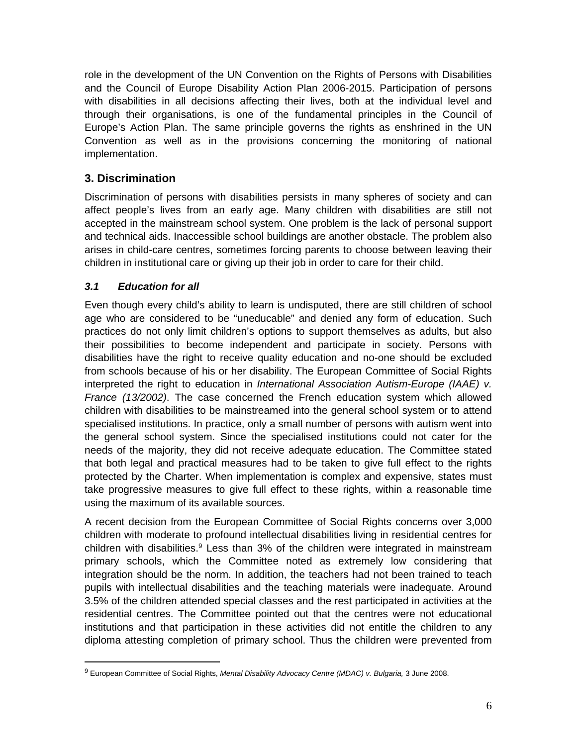role in the development of the UN Convention on the Rights of Persons with Disabilities and the Council of Europe Disability Action Plan 2006-2015. Participation of persons with disabilities in all decisions affecting their lives, both at the individual level and through their organisations, is one of the fundamental principles in the Council of Europe's Action Plan. The same principle governs the rights as enshrined in the UN Convention as well as in the provisions concerning the monitoring of national implementation.

## 3. Discrimination

Discrimination of persons with disabilities persists in many spheres of society and can affect people's lives from an early age. Many children with disabilities are still not accepted in the mainstream school system. One problem is the lack of personal support and technical aids. Inaccessible school buildings are another obstacle. The problem also arises in child-care centres, sometimes forcing parents to choose between leaving their children in institutional care or giving up their job in order to care for their child.

### *3.1 Education for all*

Even though every child's ability to learn is undisputed, there are still children of school age who are considered to be "uneducable" and denied any form of education. Such practices do not only limit children's options to support themselves as adults, but also their possibilities to become independent and participate in society. Persons with disabilities have the right to receive quality education and no-one should be excluded from schools because of his or her disability. The European Committee of Social Rights interpreted the right to education in *International Association Autism-Europe (IAAE) v. France (13/2002)*. The case concerned the French education system which allowed children with disabilities to be mainstreamed into the general school system or to attend specialised institutions. In practice, only a small number of persons with autism went into the general school system. Since the specialised institutions could not cater for the needs of the majority, they did not receive adequate education. The Committee stated that both legal and practical measures had to be taken to give full effect to the rights protected by the Charter. When implementation is complex and expensive, states must take progressive measures to give full effect to these rights, within a reasonable time using the maximum of its available sources.

A recent decision from the European Committee of Social Rights concerns over 3,000 children with moderate to profound intellectual disabilities living in residential centres for children with disabilities.[9] Less than 3% of the children were integrated in mainstream primary schools, which the Committee noted as extremely low considering that integration should be the norm. In addition, the teachers had not been trained to teach pupils with intellectual disabilities and the teaching materials were inadequate. Around 3.5% of the children attended special classes and the rest participated in activities at the residential centres. The Committee pointed out that the centres were not educational institutions and that participation in these activities did not entitle the children to any diploma attesting completion of primary school. Thus the children were prevented from

---

[9] European Committee of Social Rights, *Mental Disability Advocacy Centre (MDAC) v. Bulgaria,* 3 June 2008.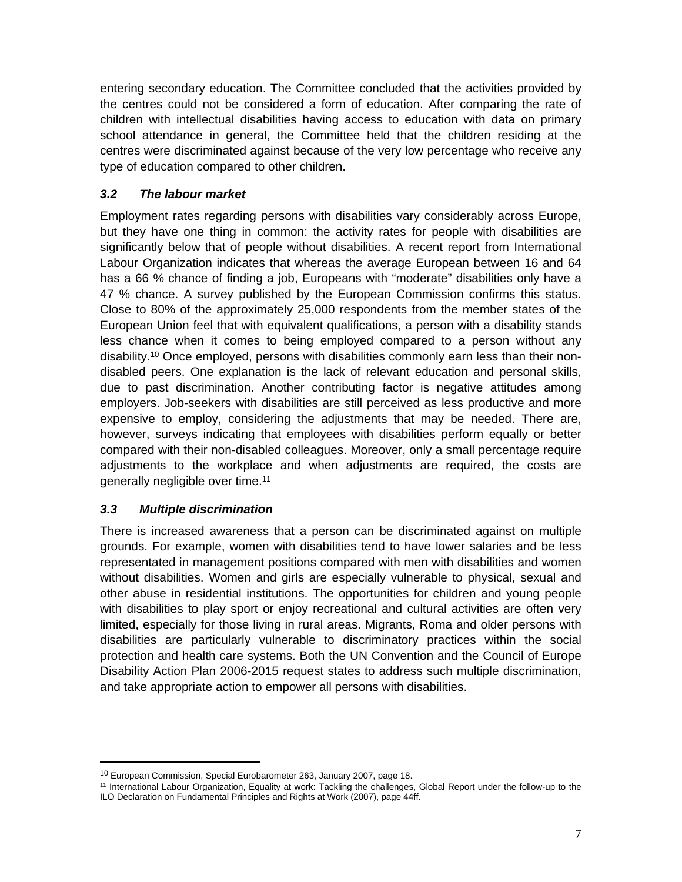entering secondary education. The Committee concluded that the activities provided by the centres could not be considered a form of education. After comparing the rate of children with intellectual disabilities having access to education with data on primary school attendance in general, the Committee held that the children residing at the centres were discriminated against because of the very low percentage who receive any type of education compared to other children.

### *3.2 The labour market*

Employment rates regarding persons with disabilities vary considerably across Europe, but they have one thing in common: the activity rates for people with disabilities are significantly below that of people without disabilities. A recent report from International Labour Organization indicates that whereas the average European between 16 and 64 has a 66 % chance of finding a job, Europeans with "moderate" disabilities only have a 47 % chance. A survey published by the European Commission confirms this status. Close to 80% of the approximately 25,000 respondents from the member states of the European Union feel that with equivalent qualifications, a person with a disability stands less chance when it comes to being employed compared to a person without any disability.[10] Once employed, persons with disabilities commonly earn less than their non-disabled peers. One explanation is the lack of relevant education and personal skills, due to past discrimination. Another contributing factor is negative attitudes among employers. Job-seekers with disabilities are still perceived as less productive and more expensive to employ, considering the adjustments that may be needed. There are, however, surveys indicating that employees with disabilities perform equally or better compared with their non-disabled colleagues. Moreover, only a small percentage require adjustments to the workplace and when adjustments are required, the costs are generally negligible over time.[11]

### *3.3 Multiple discrimination*

There is increased awareness that a person can be discriminated against on multiple grounds. For example, women with disabilities tend to have lower salaries and be less representated in management positions compared with men with disabilities and women without disabilities. Women and girls are especially vulnerable to physical, sexual and other abuse in residential institutions. The opportunities for children and young people with disabilities to play sport or enjoy recreational and cultural activities are often very limited, especially for those living in rural areas. Migrants, Roma and older persons with disabilities are particularly vulnerable to discriminatory practices within the social protection and health care systems. Both the UN Convention and the Council of Europe Disability Action Plan 2006-2015 request states to address such multiple discrimination, and take appropriate action to empower all persons with disabilities.

---

[10] European Commission, Special Eurobarometer 263, January 2007, page 18.

[11] International Labour Organization, Equality at work: Tackling the challenges, Global Report under the follow-up to the ILO Declaration on Fundamental Principles and Rights at Work (2007), page 44ff.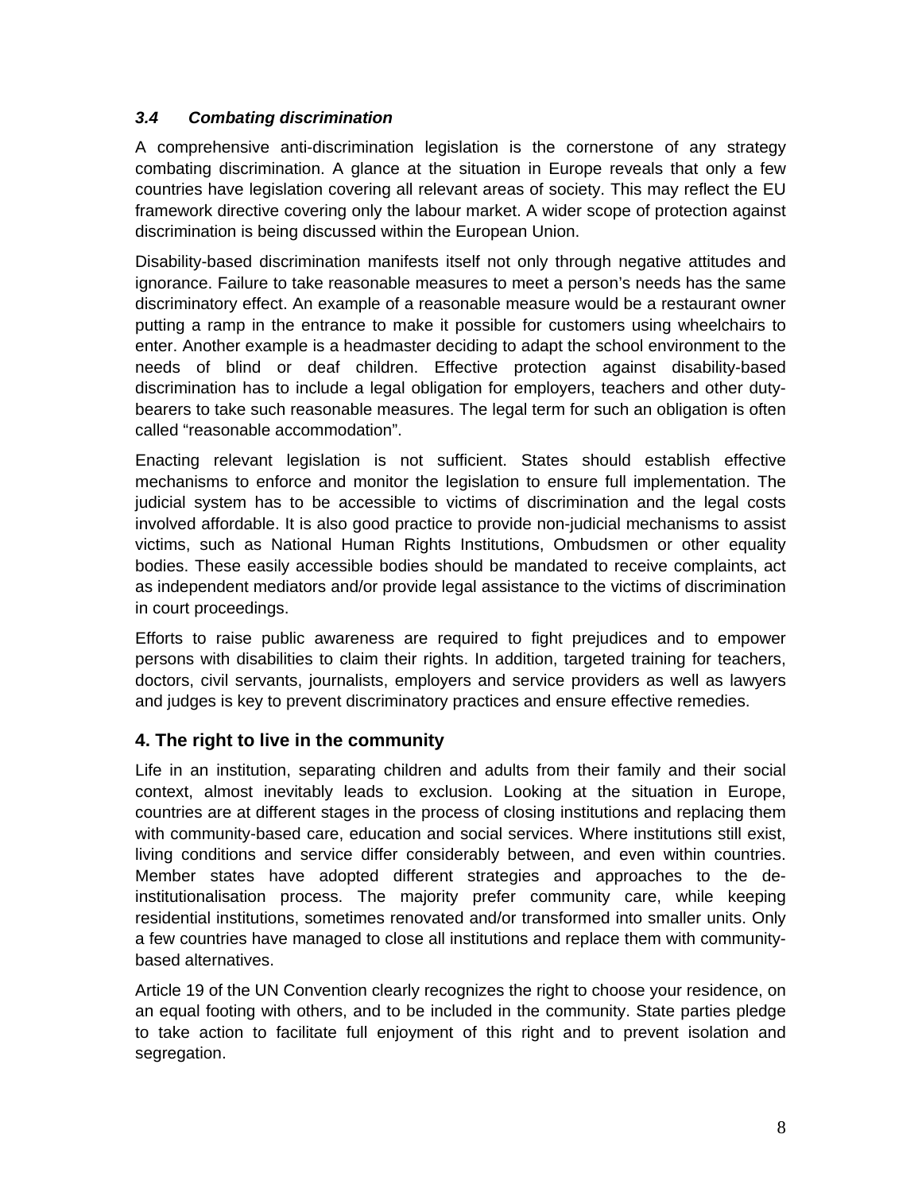### *3.4 Combating discrimination*

A comprehensive anti-discrimination legislation is the cornerstone of any strategy combating discrimination. A glance at the situation in Europe reveals that only a few countries have legislation covering all relevant areas of society. This may reflect the EU framework directive covering only the labour market. A wider scope of protection against discrimination is being discussed within the European Union.

Disability-based discrimination manifests itself not only through negative attitudes and ignorance. Failure to take reasonable measures to meet a person's needs has the same discriminatory effect. An example of a reasonable measure would be a restaurant owner putting a ramp in the entrance to make it possible for customers using wheelchairs to enter. Another example is a headmaster deciding to adapt the school environment to the needs of blind or deaf children. Effective protection against disability-based discrimination has to include a legal obligation for employers, teachers and other duty-bearers to take such reasonable measures. The legal term for such an obligation is often called "reasonable accommodation".

Enacting relevant legislation is not sufficient. States should establish effective mechanisms to enforce and monitor the legislation to ensure full implementation. The judicial system has to be accessible to victims of discrimination and the legal costs involved affordable. It is also good practice to provide non-judicial mechanisms to assist victims, such as National Human Rights Institutions, Ombudsmen or other equality bodies. These easily accessible bodies should be mandated to receive complaints, act as independent mediators and/or provide legal assistance to the victims of discrimination in court proceedings.

Efforts to raise public awareness are required to fight prejudices and to empower persons with disabilities to claim their rights. In addition, targeted training for teachers, doctors, civil servants, journalists, employers and service providers as well as lawyers and judges is key to prevent discriminatory practices and ensure effective remedies.

## 4. The right to live in the community

Life in an institution, separating children and adults from their family and their social context, almost inevitably leads to exclusion. Looking at the situation in Europe, countries are at different stages in the process of closing institutions and replacing them with community-based care, education and social services. Where institutions still exist, living conditions and service differ considerably between, and even within countries. Member states have adopted different strategies and approaches to the de-institutionalisation process. The majority prefer community care, while keeping residential institutions, sometimes renovated and/or transformed into smaller units. Only a few countries have managed to close all institutions and replace them with community-based alternatives.

Article 19 of the UN Convention clearly recognizes the right to choose your residence, on an equal footing with others, and to be included in the community. State parties pledge to take action to facilitate full enjoyment of this right and to prevent isolation and segregation.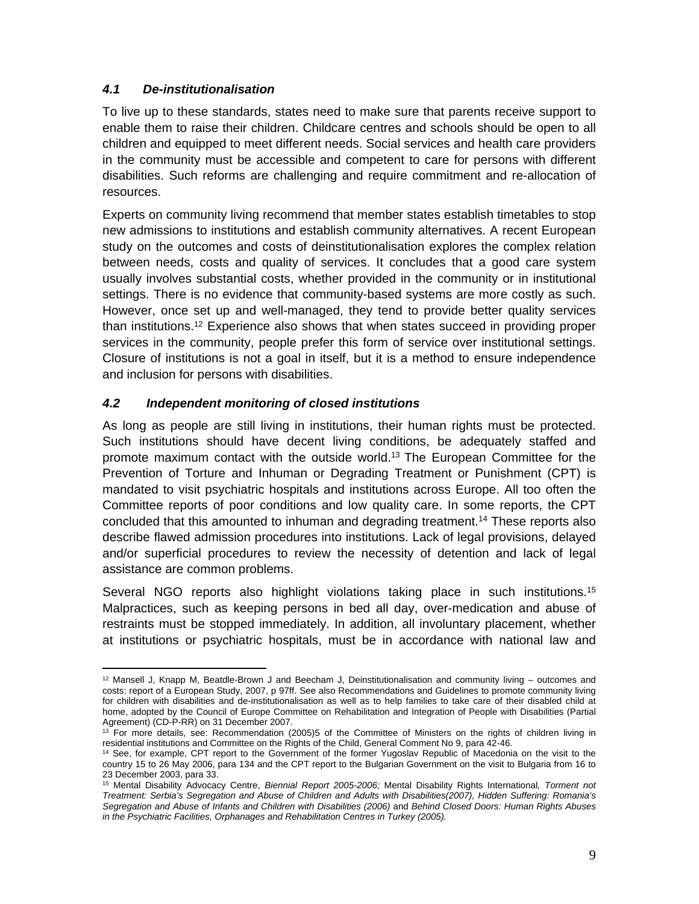### *4.1 De-institutionalisation*

To live up to these standards, states need to make sure that parents receive support to enable them to raise their children. Childcare centres and schools should be open to all children and equipped to meet different needs. Social services and health care providers in the community must be accessible and competent to care for persons with different disabilities. Such reforms are challenging and require commitment and re-allocation of resources.

Experts on community living recommend that member states establish timetables to stop new admissions to institutions and establish community alternatives. A recent European study on the outcomes and costs of deinstitutionalisation explores the complex relation between needs, costs and quality of services. It concludes that a good care system usually involves substantial costs, whether provided in the community or in institutional settings. There is no evidence that community-based systems are more costly as such. However, once set up and well-managed, they tend to provide better quality services than institutions.[12] Experience also shows that when states succeed in providing proper services in the community, people prefer this form of service over institutional settings. Closure of institutions is not a goal in itself, but it is a method to ensure independence and inclusion for persons with disabilities.

### *4.2 Independent monitoring of closed institutions*

As long as people are still living in institutions, their human rights must be protected. Such institutions should have decent living conditions, be adequately staffed and promote maximum contact with the outside world.[13] The European Committee for the Prevention of Torture and Inhuman or Degrading Treatment or Punishment (CPT) is mandated to visit psychiatric hospitals and institutions across Europe. All too often the Committee reports of poor conditions and low quality care. In some reports, the CPT concluded that this amounted to inhuman and degrading treatment.[14] These reports also describe flawed admission procedures into institutions. Lack of legal provisions, delayed and/or superficial procedures to review the necessity of detention and lack of legal assistance are common problems.

Several NGO reports also highlight violations taking place in such institutions.[15] Malpractices, such as keeping persons in bed all day, over-medication and abuse of restraints must be stopped immediately. In addition, all involuntary placement, whether at institutions or psychiatric hospitals, must be in accordance with national law and

---

[12] Mansell J, Knapp M, Beatdle-Brown J and Beecham J, Deinstitutionalisation and community living – outcomes and costs: report of a European Study, 2007, p 97ff. See also Recommendations and Guidelines to promote community living for children with disabilities and de-institutionalisation as well as to help families to take care of their disabled child at home, adopted by the Council of Europe Committee on Rehabilitation and Integration of People with Disabilities (Partial Agreement) (CD-P-RR) on 31 December 2007.

[13] For more details, see: Recommendation (2005)5 of the Committee of Ministers on the rights of children living in residential institutions and Committee on the Rights of the Child, General Comment No 9, para 42-46.

[14] See, for example, CPT report to the Government of the former Yugoslav Republic of Macedonia on the visit to the country 15 to 26 May 2006, para 134 and the CPT report to the Bulgarian Government on the visit to Bulgaria from 16 to 23 December 2003, para 33.

[15] Mental Disability Advocacy Centre, *Biennial Report 2005-2006;* Mental Disability Rights International*, Torment not Treatment: Serbia's Segregation and Abuse of Children and Adults with Disabilities(2007), Hidden Suffering: Romania's Segregation and Abuse of Infants and Children with Disabilities (2006)* and *Behind Closed Doors: Human Rights Abuses in the Psychiatric Facilities, Orphanages and Rehabilitation Centres in Turkey (2005).*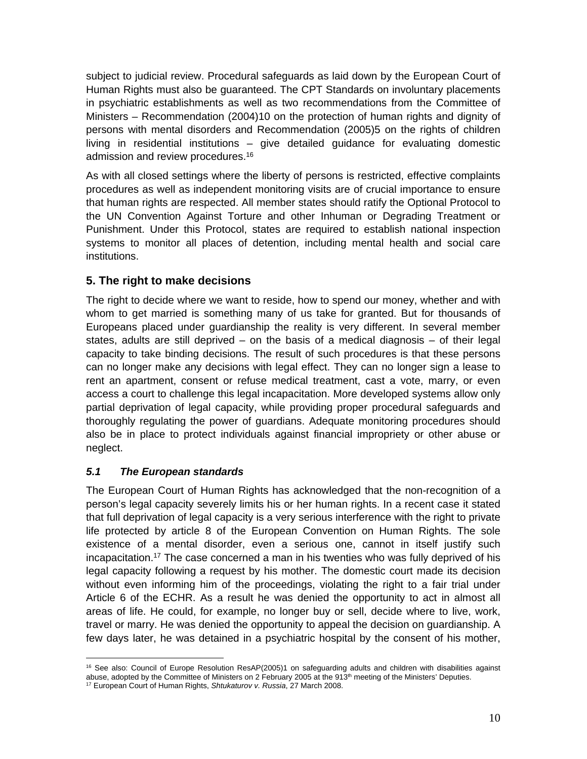subject to judicial review. Procedural safeguards as laid down by the European Court of Human Rights must also be guaranteed. The CPT Standards on involuntary placements in psychiatric establishments as well as two recommendations from the Committee of Ministers – Recommendation (2004)10 on the protection of human rights and dignity of persons with mental disorders and Recommendation (2005)5 on the rights of children living in residential institutions – give detailed guidance for evaluating domestic admission and review procedures.[16]

As with all closed settings where the liberty of persons is restricted, effective complaints procedures as well as independent monitoring visits are of crucial importance to ensure that human rights are respected. All member states should ratify the Optional Protocol to the UN Convention Against Torture and other Inhuman or Degrading Treatment or Punishment. Under this Protocol, states are required to establish national inspection systems to monitor all places of detention, including mental health and social care institutions.

## 5. The right to make decisions

The right to decide where we want to reside, how to spend our money, whether and with whom to get married is something many of us take for granted. But for thousands of Europeans placed under guardianship the reality is very different. In several member states, adults are still deprived – on the basis of a medical diagnosis – of their legal capacity to take binding decisions. The result of such procedures is that these persons can no longer make any decisions with legal effect. They can no longer sign a lease to rent an apartment, consent or refuse medical treatment, cast a vote, marry, or even access a court to challenge this legal incapacitation. More developed systems allow only partial deprivation of legal capacity, while providing proper procedural safeguards and thoroughly regulating the power of guardians. Adequate monitoring procedures should also be in place to protect individuals against financial impropriety or other abuse or neglect.

### *5.1 The European standards*

The European Court of Human Rights has acknowledged that the non-recognition of a person's legal capacity severely limits his or her human rights. In a recent case it stated that full deprivation of legal capacity is a very serious interference with the right to private life protected by article 8 of the European Convention on Human Rights. The sole existence of a mental disorder, even a serious one, cannot in itself justify such incapacitation.[17] The case concerned a man in his twenties who was fully deprived of his legal capacity following a request by his mother. The domestic court made its decision without even informing him of the proceedings, violating the right to a fair trial under Article 6 of the ECHR. As a result he was denied the opportunity to act in almost all areas of life. He could, for example, no longer buy or sell, decide where to live, work, travel or marry. He was denied the opportunity to appeal the decision on guardianship. A few days later, he was detained in a psychiatric hospital by the consent of his mother,

---

[16] See also: Council of Europe Resolution ResAP(2005)1 on safeguarding adults and children with disabilities against abuse, adopted by the Committee of Ministers on 2 February 2005 at the 913th meeting of the Ministers' Deputies.

[17] European Court of Human Rights, *Shtukaturov v. Russia*, 27 March 2008.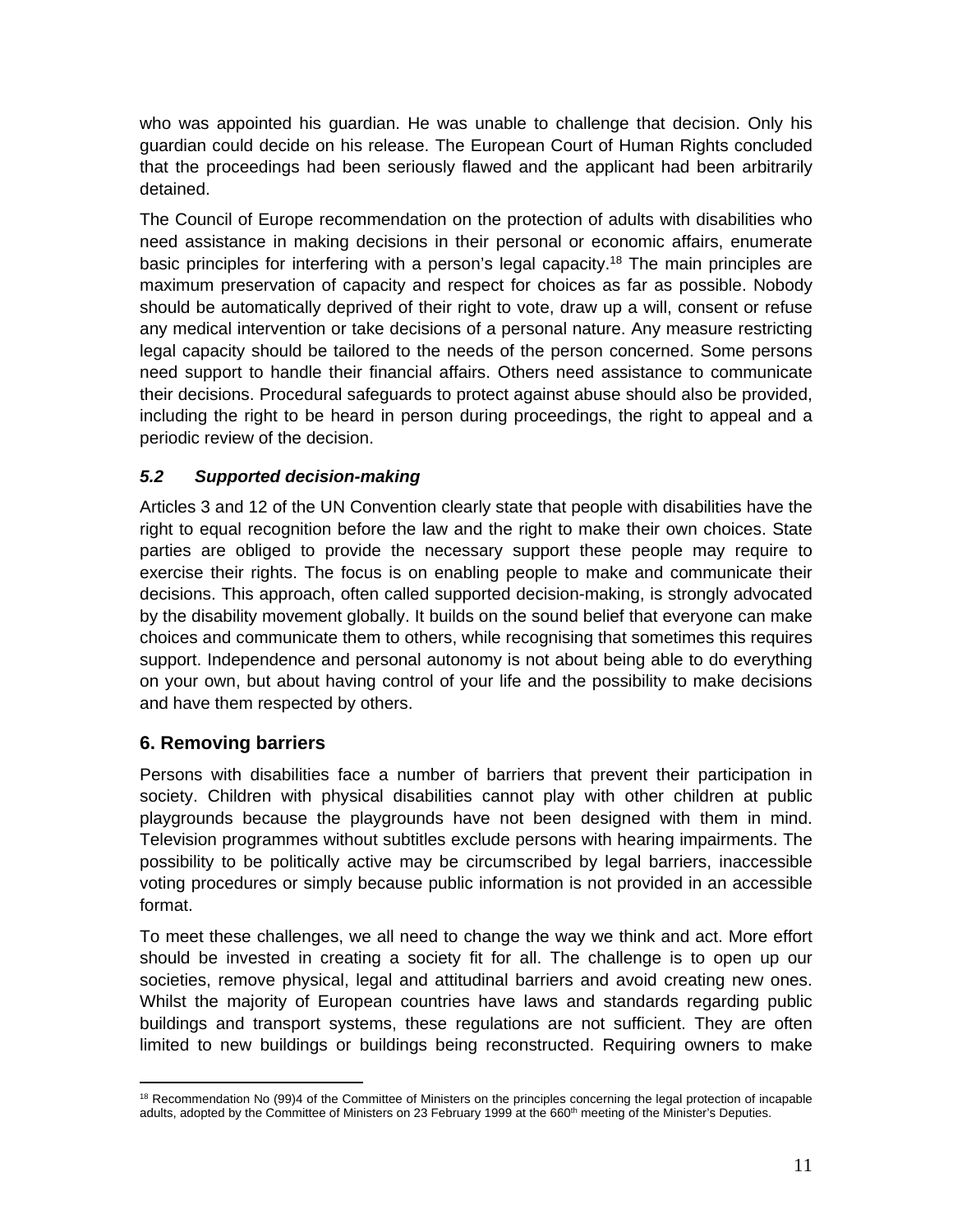who was appointed his guardian. He was unable to challenge that decision. Only his guardian could decide on his release. The European Court of Human Rights concluded that the proceedings had been seriously flawed and the applicant had been arbitrarily detained.

The Council of Europe recommendation on the protection of adults with disabilities who need assistance in making decisions in their personal or economic affairs, enumerate basic principles for interfering with a person's legal capacity.[18] The main principles are maximum preservation of capacity and respect for choices as far as possible. Nobody should be automatically deprived of their right to vote, draw up a will, consent or refuse any medical intervention or take decisions of a personal nature. Any measure restricting legal capacity should be tailored to the needs of the person concerned. Some persons need support to handle their financial affairs. Others need assistance to communicate their decisions. Procedural safeguards to protect against abuse should also be provided, including the right to be heard in person during proceedings, the right to appeal and a periodic review of the decision.

### *5.2 Supported decision-making*

Articles 3 and 12 of the UN Convention clearly state that people with disabilities have the right to equal recognition before the law and the right to make their own choices. State parties are obliged to provide the necessary support these people may require to exercise their rights. The focus is on enabling people to make and communicate their decisions. This approach, often called supported decision-making, is strongly advocated by the disability movement globally. It builds on the sound belief that everyone can make choices and communicate them to others, while recognising that sometimes this requires support. Independence and personal autonomy is not about being able to do everything on your own, but about having control of your life and the possibility to make decisions and have them respected by others.

## 6. Removing barriers

Persons with disabilities face a number of barriers that prevent their participation in society. Children with physical disabilities cannot play with other children at public playgrounds because the playgrounds have not been designed with them in mind. Television programmes without subtitles exclude persons with hearing impairments. The possibility to be politically active may be circumscribed by legal barriers, inaccessible voting procedures or simply because public information is not provided in an accessible format.

To meet these challenges, we all need to change the way we think and act. More effort should be invested in creating a society fit for all. The challenge is to open up our societies, remove physical, legal and attitudinal barriers and avoid creating new ones. Whilst the majority of European countries have laws and standards regarding public buildings and transport systems, these regulations are not sufficient. They are often limited to new buildings or buildings being reconstructed. Requiring owners to make

---

[18] Recommendation No (99)4 of the Committee of Ministers on the principles concerning the legal protection of incapable adults, adopted by the Committee of Ministers on 23 February 1999 at the 660th meeting of the Minister's Deputies.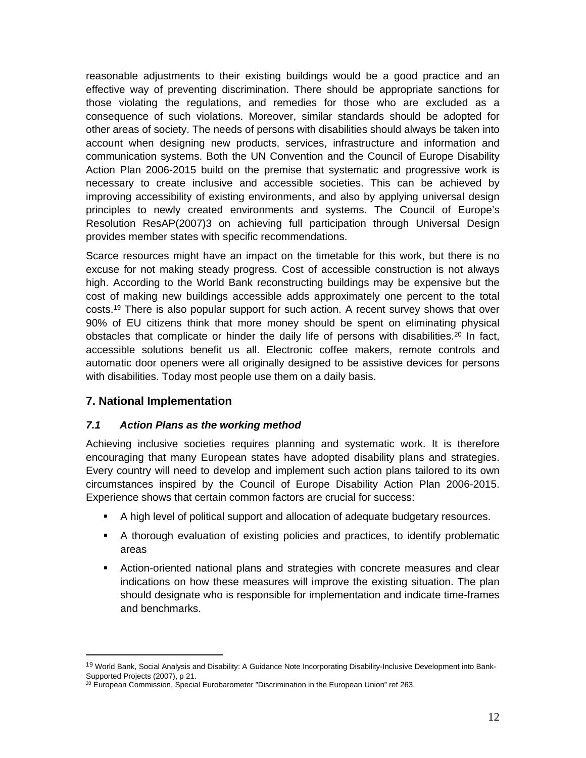reasonable adjustments to their existing buildings would be a good practice and an effective way of preventing discrimination. There should be appropriate sanctions for those violating the regulations, and remedies for those who are excluded as a consequence of such violations. Moreover, similar standards should be adopted for other areas of society. The needs of persons with disabilities should always be taken into account when designing new products, services, infrastructure and information and communication systems. Both the UN Convention and the Council of Europe Disability Action Plan 2006-2015 build on the premise that systematic and progressive work is necessary to create inclusive and accessible societies. This can be achieved by improving accessibility of existing environments, and also by applying universal design principles to newly created environments and systems. The Council of Europe's Resolution ResAP(2007)3 on achieving full participation through Universal Design provides member states with specific recommendations.

Scarce resources might have an impact on the timetable for this work, but there is no excuse for not making steady progress. Cost of accessible construction is not always high. According to the World Bank reconstructing buildings may be expensive but the cost of making new buildings accessible adds approximately one percent to the total costs.[19] There is also popular support for such action. A recent survey shows that over 90% of EU citizens think that more money should be spent on eliminating physical obstacles that complicate or hinder the daily life of persons with disabilities.[20] In fact, accessible solutions benefit us all. Electronic coffee makers, remote controls and automatic door openers were all originally designed to be assistive devices for persons with disabilities. Today most people use them on a daily basis.

## 7. National Implementation

### *7.1 Action Plans as the working method*

Achieving inclusive societies requires planning and systematic work. It is therefore encouraging that many European states have adopted disability plans and strategies. Every country will need to develop and implement such action plans tailored to its own circumstances inspired by the Council of Europe Disability Action Plan 2006-2015. Experience shows that certain common factors are crucial for success:

- A high level of political support and allocation of adequate budgetary resources.
- A thorough evaluation of existing policies and practices, to identify problematic areas
- Action-oriented national plans and strategies with concrete measures and clear indications on how these measures will improve the existing situation. The plan should designate who is responsible for implementation and indicate time-frames and benchmarks.

---

[19] World Bank, Social Analysis and Disability: A Guidance Note Incorporating Disability-Inclusive Development into Bank-Supported Projects (2007), p 21.

[20] European Commission, Special Eurobarometer "Discrimination in the European Union" ref 263.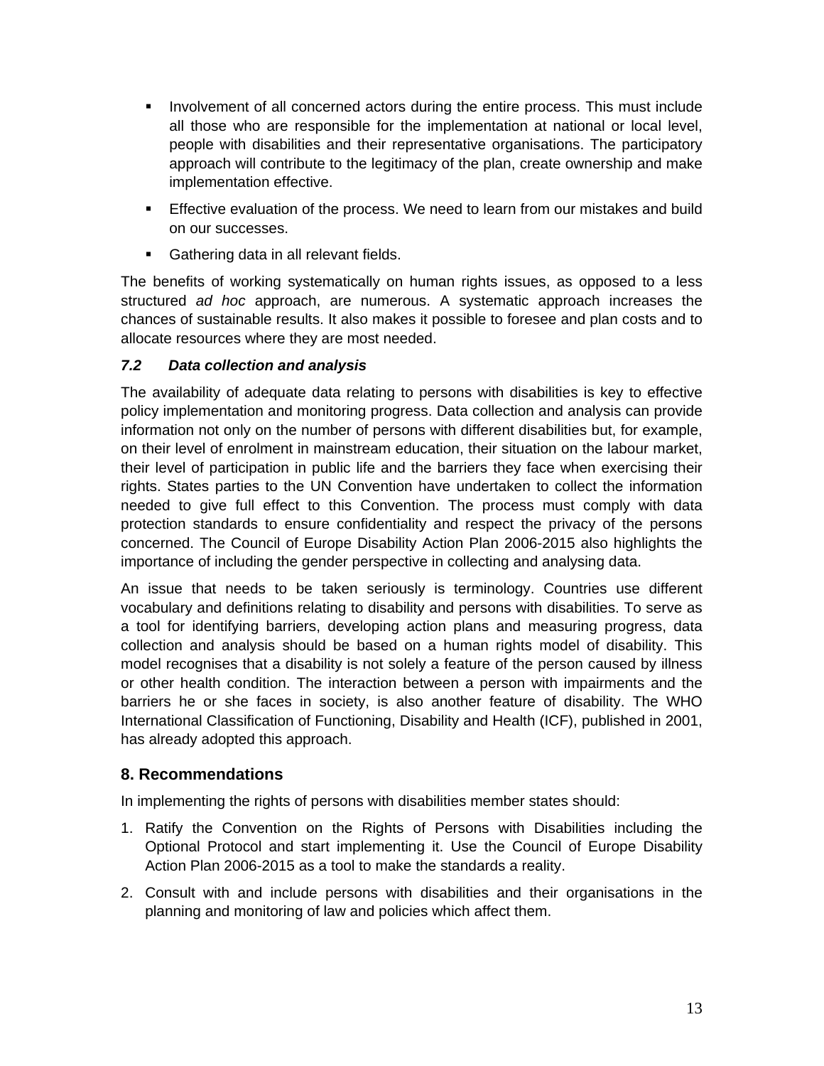- Involvement of all concerned actors during the entire process. This must include all those who are responsible for the implementation at national or local level, people with disabilities and their representative organisations. The participatory approach will contribute to the legitimacy of the plan, create ownership and make implementation effective.
- Effective evaluation of the process. We need to learn from our mistakes and build on our successes.
- Gathering data in all relevant fields.

The benefits of working systematically on human rights issues, as opposed to a less structured *ad hoc* approach, are numerous. A systematic approach increases the chances of sustainable results. It also makes it possible to foresee and plan costs and to allocate resources where they are most needed.

### *7.2 Data collection and analysis*

The availability of adequate data relating to persons with disabilities is key to effective policy implementation and monitoring progress. Data collection and analysis can provide information not only on the number of persons with different disabilities but, for example, on their level of enrolment in mainstream education, their situation on the labour market, their level of participation in public life and the barriers they face when exercising their rights. States parties to the UN Convention have undertaken to collect the information needed to give full effect to this Convention. The process must comply with data protection standards to ensure confidentiality and respect the privacy of the persons concerned. The Council of Europe Disability Action Plan 2006-2015 also highlights the importance of including the gender perspective in collecting and analysing data.

An issue that needs to be taken seriously is terminology. Countries use different vocabulary and definitions relating to disability and persons with disabilities. To serve as a tool for identifying barriers, developing action plans and measuring progress, data collection and analysis should be based on a human rights model of disability. This model recognises that a disability is not solely a feature of the person caused by illness or other health condition. The interaction between a person with impairments and the barriers he or she faces in society, is also another feature of disability. The WHO International Classification of Functioning, Disability and Health (ICF), published in 2001, has already adopted this approach.

## 8. Recommendations

In implementing the rights of persons with disabilities member states should:

1. Ratify the Convention on the Rights of Persons with Disabilities including the Optional Protocol and start implementing it. Use the Council of Europe Disability Action Plan 2006-2015 as a tool to make the standards a reality.
2. Consult with and include persons with disabilities and their organisations in the planning and monitoring of law and policies which affect them.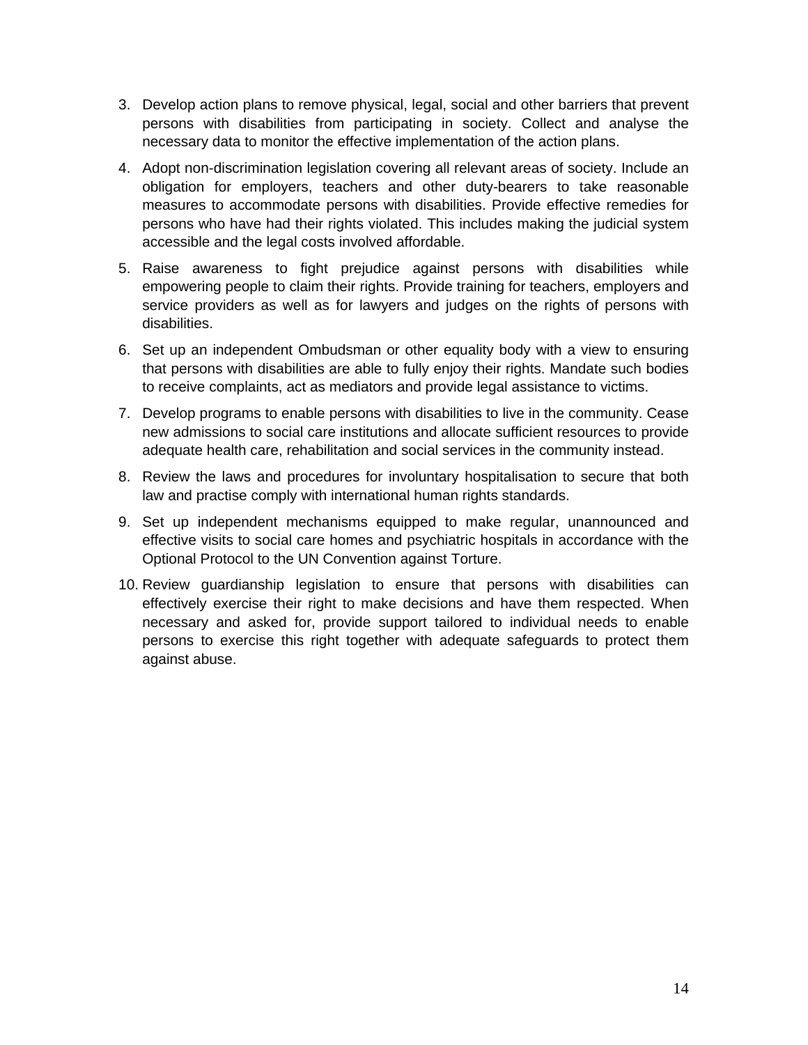3. Develop action plans to remove physical, legal, social and other barriers that prevent persons with disabilities from participating in society. Collect and analyse the necessary data to monitor the effective implementation of the action plans.
4. Adopt non-discrimination legislation covering all relevant areas of society. Include an obligation for employers, teachers and other duty-bearers to take reasonable measures to accommodate persons with disabilities. Provide effective remedies for persons who have had their rights violated. This includes making the judicial system accessible and the legal costs involved affordable.
5. Raise awareness to fight prejudice against persons with disabilities while empowering people to claim their rights. Provide training for teachers, employers and service providers as well as for lawyers and judges on the rights of persons with disabilities.
6. Set up an independent Ombudsman or other equality body with a view to ensuring that persons with disabilities are able to fully enjoy their rights. Mandate such bodies to receive complaints, act as mediators and provide legal assistance to victims.
7. Develop programs to enable persons with disabilities to live in the community. Cease new admissions to social care institutions and allocate sufficient resources to provide adequate health care, rehabilitation and social services in the community instead.
8. Review the laws and procedures for involuntary hospitalisation to secure that both law and practise comply with international human rights standards.
9. Set up independent mechanisms equipped to make regular, unannounced and effective visits to social care homes and psychiatric hospitals in accordance with the Optional Protocol to the UN Convention against Torture.
10. Review guardianship legislation to ensure that persons with disabilities can effectively exercise their right to make decisions and have them respected. When necessary and asked for, provide support tailored to individual needs to enable persons to exercise this right together with adequate safeguards to protect them against abuse.